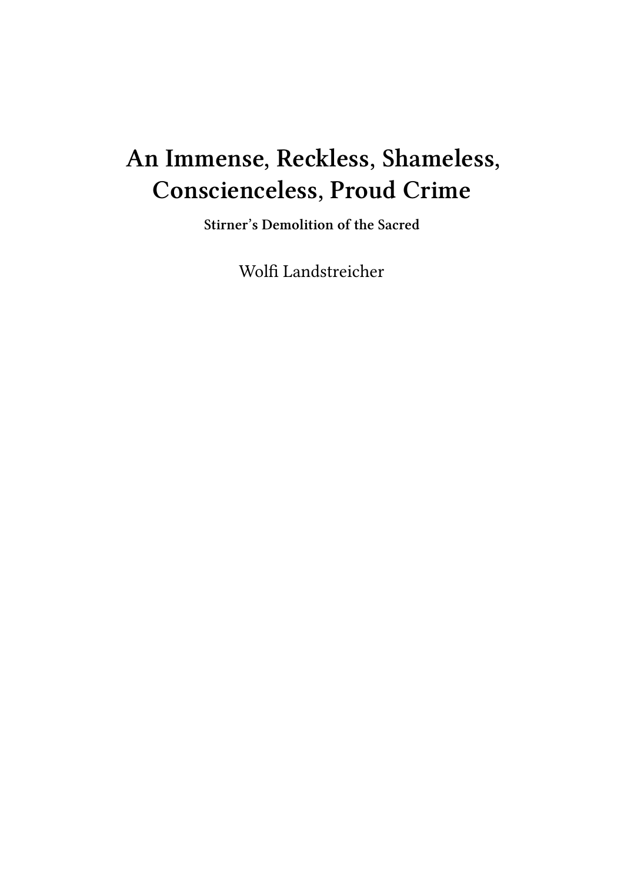# An Immense, Reckless, Shameless, Conscienceless, Proud Crime

**Stirner's Demolition of the Sacred**

Wolfi Landstreicher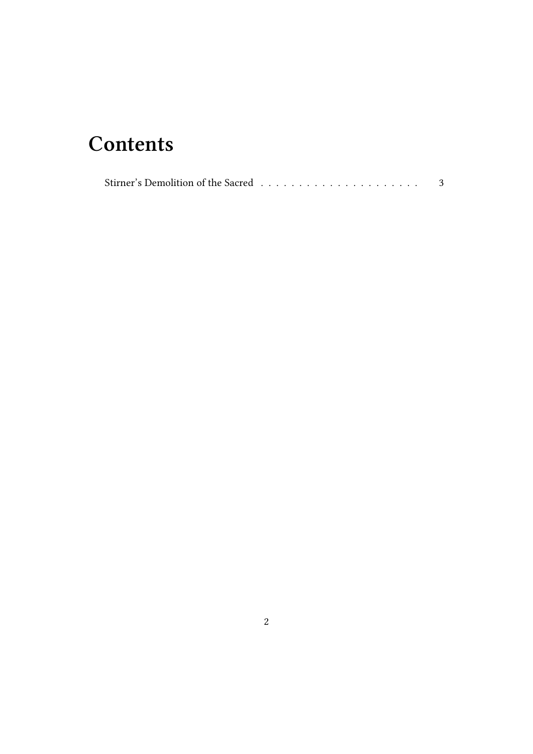# Contents

Stirner's Demolition of the Sacred . . . . . . . . . . . . . . . . . . . . . . 3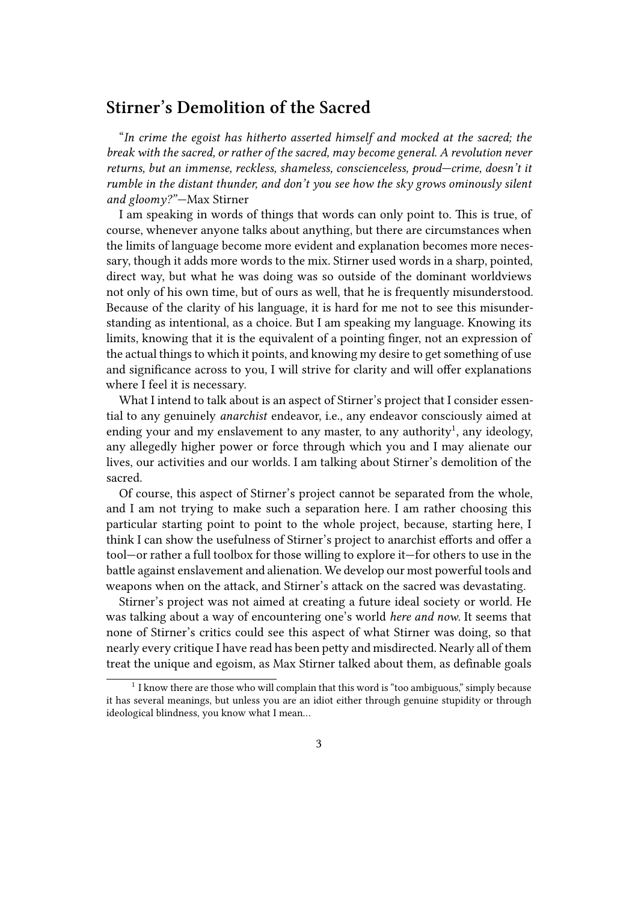## Stirner's Demolition of the Sacred

"*In crime the egoist has hitherto asserted himself and mocked at the sacred; the break with the sacred, or rather of the sacred, may become general. A revolution never returns, but an immense, reckless, shameless, conscienceless, proud—crime, doesn't it rumble in the distant thunder, and don't you see how the sky grows ominously silent and gloomy?*"—Max Stirner

I am speaking in words of things that words can only point to. This is true, of course, whenever anyone talks about anything, but there are circumstances when the limits of language become more evident and explanation becomes more necessary, though it adds more words to the mix. Stirner used words in a sharp, pointed, direct way, but what he was doing was so outside of the dominant worldviews not only of his own time, but of ours as well, that he is frequently misunderstood. Because of the clarity of his language, it is hard for me not to see this misunderstanding as intentional, as a choice. But I am speaking my language. Knowing its limits, knowing that it is the equivalent of a pointing finger, not an expression of the actual things to which it points, and knowing my desire to get something of use and significance across to you, I will strive for clarity and will offer explanations where I feel it is necessary.

What I intend to talk about is an aspect of Stirner's project that I consider essential to any genuinely *anarchist* endeavor, i.e., any endeavor consciously aimed at ending your and my enslavement to any master, to any authority[1], any ideology, any allegedly higher power or force through which you and I may alienate our lives, our activities and our worlds. I am talking about Stirner's demolition of the sacred.

Of course, this aspect of Stirner's project cannot be separated from the whole, and I am not trying to make such a separation here. I am rather choosing this particular starting point to point to the whole project, because, starting here, I think I can show the usefulness of Stirner's project to anarchist efforts and offer a tool—or rather a full toolbox for those willing to explore it—for others to use in the battle against enslavement and alienation. We develop our most powerful tools and weapons when on the attack, and Stirner's attack on the sacred was devastating.

Stirner's project was not aimed at creating a future ideal society or world. He was talking about a way of encountering one's world *here and now*. It seems that none of Stirner's critics could see this aspect of what Stirner was doing, so that nearly every critique I have read has been petty and misdirected. Nearly all of them treat the unique and egoism, as Max Stirner talked about them, as definable goals

[1] I know there are those who will complain that this word is "too ambiguous," simply because it has several meanings, but unless you are an idiot either through genuine stupidity or through ideological blindness, you know what I mean…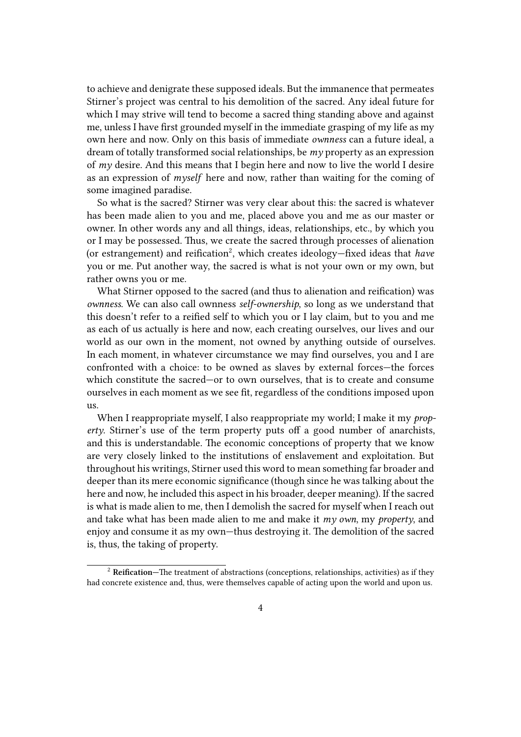to achieve and denigrate these supposed ideals. But the immanence that permeates Stirner's project was central to his demolition of the sacred. Any ideal future for which I may strive will tend to become a sacred thing standing above and against me, unless I have first grounded myself in the immediate grasping of my life as my own here and now. Only on this basis of immediate *ownness* can a future ideal, a dream of totally transformed social relationships, be *my* property as an expression of *my* desire. And this means that I begin here and now to live the world I desire as an expression of *myself* here and now, rather than waiting for the coming of some imagined paradise.

So what is the sacred? Stirner was very clear about this: the sacred is whatever has been made alien to you and me, placed above you and me as our master or owner. In other words any and all things, ideas, relationships, etc., by which you or I may be possessed. Thus, we create the sacred through processes of alienation (or estrangement) and reification[2], which creates ideology—fixed ideas that *have* you or me. Put another way, the sacred is what is not your own or my own, but rather owns you or me.

What Stirner opposed to the sacred (and thus to alienation and reification) was *ownness*. We can also call ownness *self-ownership*, so long as we understand that this doesn't refer to a reified self to which you or I lay claim, but to you and me as each of us actually is here and now, each creating ourselves, our lives and our world as our own in the moment, not owned by anything outside of ourselves. In each moment, in whatever circumstance we may find ourselves, you and I are confronted with a choice: to be owned as slaves by external forces—the forces which constitute the sacred—or to own ourselves, that is to create and consume ourselves in each moment as we see fit, regardless of the conditions imposed upon us.

When I reappropriate myself, I also reappropriate my world; I make it my *property*. Stirner's use of the term property puts off a good number of anarchists, and this is understandable. The economic conceptions of property that we know are very closely linked to the institutions of enslavement and exploitation. But throughout his writings, Stirner used this word to mean something far broader and deeper than its mere economic significance (though since he was talking about the here and now, he included this aspect in his broader, deeper meaning). If the sacred is what is made alien to me, then I demolish the sacred for myself when I reach out and take what has been made alien to me and make it *my own*, my *property*, and enjoy and consume it as my own—thus destroying it. The demolition of the sacred is, thus, the taking of property.

[2] **Reification**—The treatment of abstractions (conceptions, relationships, activities) as if they had concrete existence and, thus, were themselves capable of acting upon the world and upon us.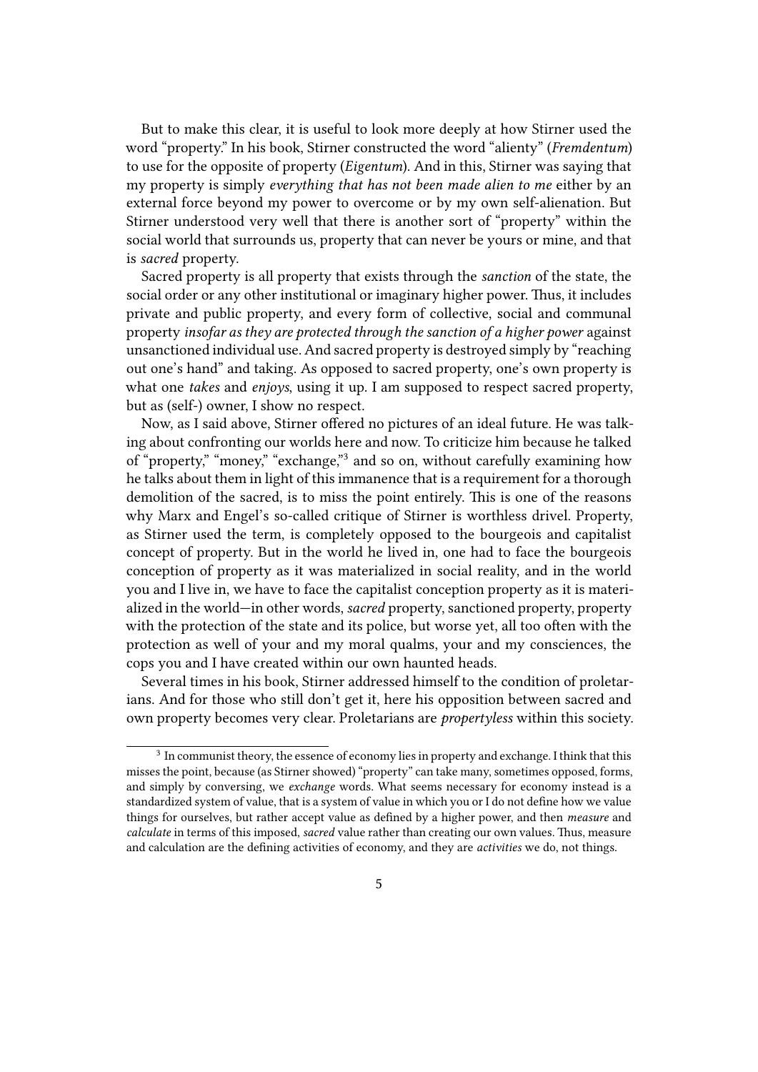But to make this clear, it is useful to look more deeply at how Stirner used the word "property." In his book, Stirner constructed the word "alienty" (*Fremdentum*) to use for the opposite of property (*Eigentum*). And in this, Stirner was saying that my property is simply *everything that has not been made alien to me* either by an external force beyond my power to overcome or by my own self-alienation. But Stirner understood very well that there is another sort of "property" within the social world that surrounds us, property that can never be yours or mine, and that is *sacred* property.

Sacred property is all property that exists through the *sanction* of the state, the social order or any other institutional or imaginary higher power. Thus, it includes private and public property, and every form of collective, social and communal property *insofar as they are protected through the sanction of a higher power* against unsanctioned individual use. And sacred property is destroyed simply by "reaching out one's hand" and taking. As opposed to sacred property, one's own property is what one *takes* and *enjoys*, using it up. I am supposed to respect sacred property, but as (self-) owner, I show no respect.

Now, as I said above, Stirner offered no pictures of an ideal future. He was talking about confronting our worlds here and now. To criticize him because he talked of "property," "money," "exchange,"[3] and so on, without carefully examining how he talks about them in light of this immanence that is a requirement for a thorough demolition of the sacred, is to miss the point entirely. This is one of the reasons why Marx and Engel's so-called critique of Stirner is worthless drivel. Property, as Stirner used the term, is completely opposed to the bourgeois and capitalist concept of property. But in the world he lived in, one had to face the bourgeois conception of property as it was materialized in social reality, and in the world you and I live in, we have to face the capitalist conception property as it is materialized in the world—in other words, *sacred* property, sanctioned property, property with the protection of the state and its police, but worse yet, all too often with the protection as well of your and my moral qualms, your and my consciences, the cops you and I have created within our own haunted heads.

Several times in his book, Stirner addressed himself to the condition of proletarians. And for those who still don't get it, here his opposition between sacred and own property becomes very clear. Proletarians are *propertyless* within this society.

[3] In communist theory, the essence of economy lies in property and exchange. I think that this misses the point, because (as Stirner showed) "property" can take many, sometimes opposed, forms, and simply by conversing, we *exchange* words. What seems necessary for economy instead is a standardized system of value, that is a system of value in which you or I do not define how we value things for ourselves, but rather accept value as defined by a higher power, and then *measure* and *calculate* in terms of this imposed, *sacred* value rather than creating our own values. Thus, measure and calculation are the defining activities of economy, and they are *activities* we do, not things.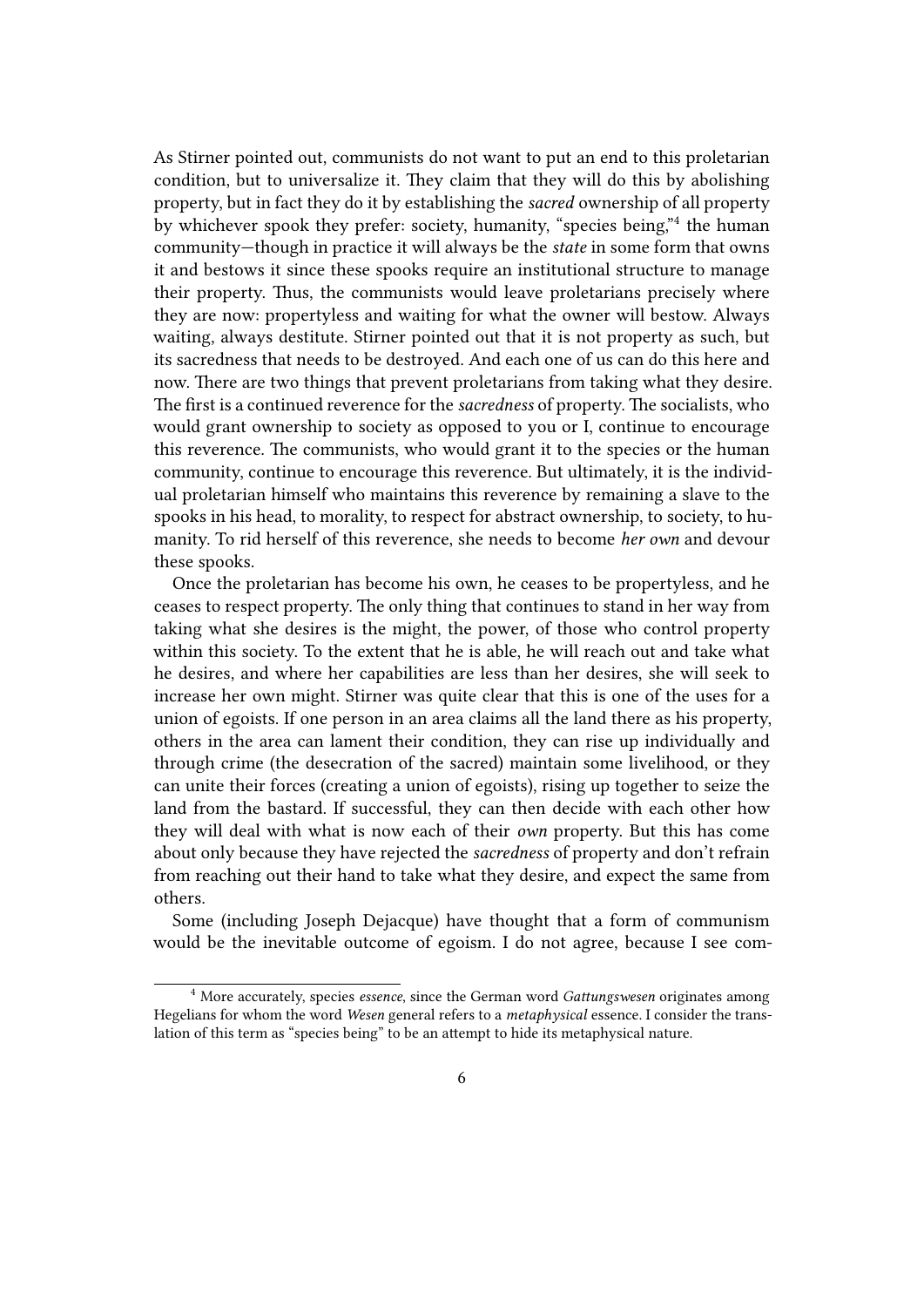As Stirner pointed out, communists do not want to put an end to this proletarian condition, but to universalize it. They claim that they will do this by abolishing property, but in fact they do it by establishing the *sacred* ownership of all property by whichever spook they prefer: society, humanity, "species being,"[4] the human community—though in practice it will always be the *state* in some form that owns it and bestows it since these spooks require an institutional structure to manage their property. Thus, the communists would leave proletarians precisely where they are now: propertyless and waiting for what the owner will bestow. Always waiting, always destitute. Stirner pointed out that it is not property as such, but its sacredness that needs to be destroyed. And each one of us can do this here and now. There are two things that prevent proletarians from taking what they desire. The first is a continued reverence for the *sacredness* of property. The socialists, who would grant ownership to society as opposed to you or I, continue to encourage this reverence. The communists, who would grant it to the species or the human community, continue to encourage this reverence. But ultimately, it is the individual proletarian himself who maintains this reverence by remaining a slave to the spooks in his head, to morality, to respect for abstract ownership, to society, to humanity. To rid herself of this reverence, she needs to become *her own* and devour these spooks.

Once the proletarian has become his own, he ceases to be propertyless, and he ceases to respect property. The only thing that continues to stand in her way from taking what she desires is the might, the power, of those who control property within this society. To the extent that he is able, he will reach out and take what he desires, and where her capabilities are less than her desires, she will seek to increase her own might. Stirner was quite clear that this is one of the uses for a union of egoists. If one person in an area claims all the land there as his property, others in the area can lament their condition, they can rise up individually and through crime (the desecration of the sacred) maintain some livelihood, or they can unite their forces (creating a union of egoists), rising up together to seize the land from the bastard. If successful, they can then decide with each other how they will deal with what is now each of their *own* property. But this has come about only because they have rejected the *sacredness* of property and don't refrain from reaching out their hand to take what they desire, and expect the same from others.

Some (including Joseph Dejacque) have thought that a form of communism would be the inevitable outcome of egoism. I do not agree, because I see com-

---

[4] More accurately, species *essence*, since the German word *Gattungswesen* originates among Hegelians for whom the word *Wesen* general refers to a *metaphysical* essence. I consider the translation of this term as "species being" to be an attempt to hide its metaphysical nature.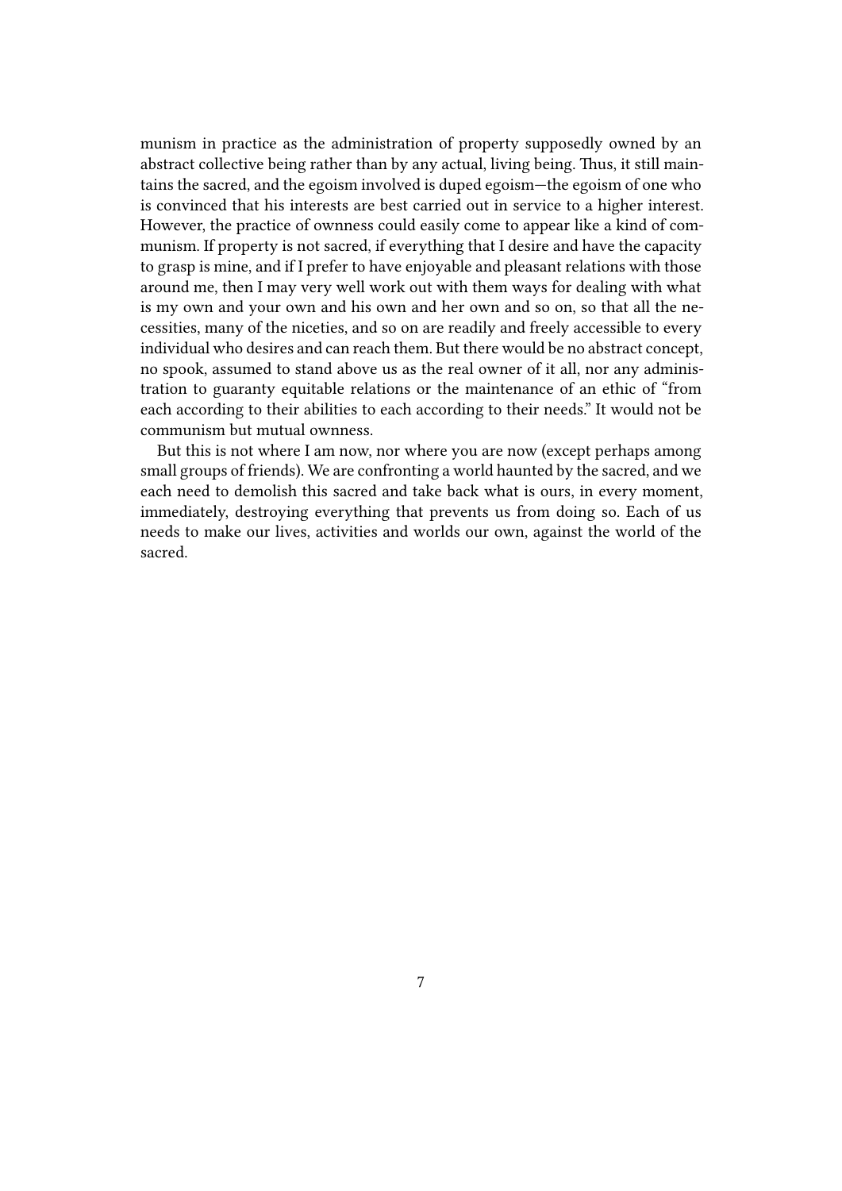munism in practice as the administration of property supposedly owned by an abstract collective being rather than by any actual, living being. Thus, it still maintains the sacred, and the egoism involved is duped egoism—the egoism of one who is convinced that his interests are best carried out in service to a higher interest. However, the practice of ownness could easily come to appear like a kind of communism. If property is not sacred, if everything that I desire and have the capacity to grasp is mine, and if I prefer to have enjoyable and pleasant relations with those around me, then I may very well work out with them ways for dealing with what is my own and your own and his own and her own and so on, so that all the necessities, many of the niceties, and so on are readily and freely accessible to every individual who desires and can reach them. But there would be no abstract concept, no spook, assumed to stand above us as the real owner of it all, nor any administration to guaranty equitable relations or the maintenance of an ethic of "from each according to their abilities to each according to their needs." It would not be communism but mutual ownness.

But this is not where I am now, nor where you are now (except perhaps among small groups of friends). We are confronting a world haunted by the sacred, and we each need to demolish this sacred and take back what is ours, in every moment, immediately, destroying everything that prevents us from doing so. Each of us needs to make our lives, activities and worlds our own, against the world of the sacred.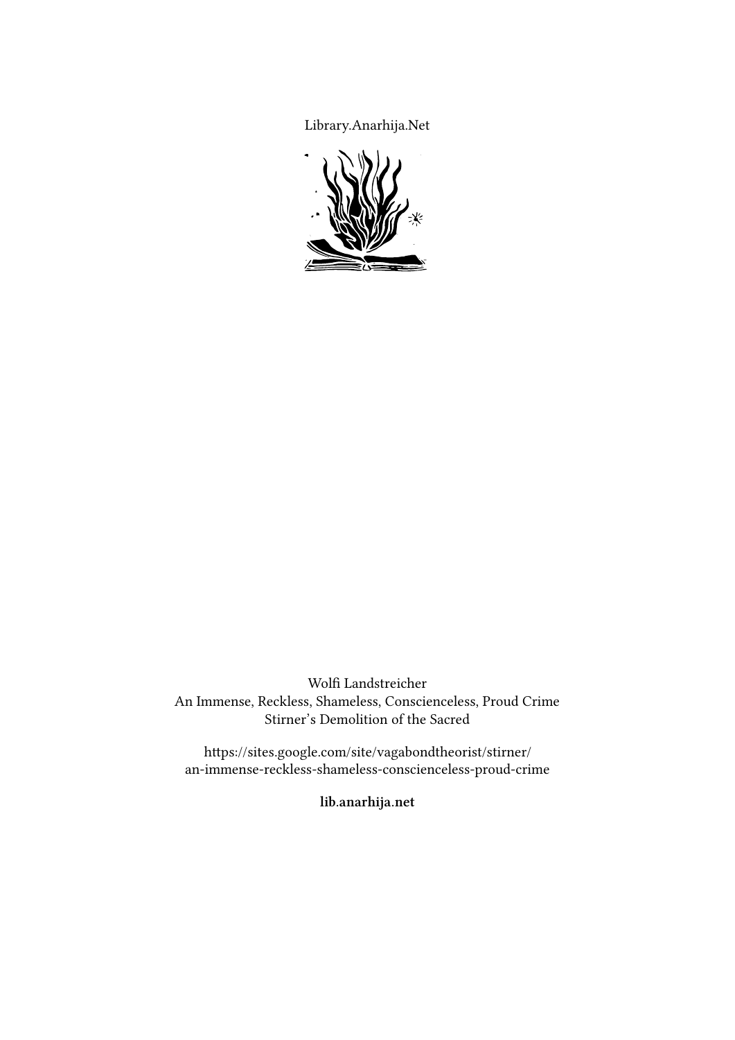Library.Anarhija.Net

Wolfi Landstreicher
An Immense, Reckless, Shameless, Conscienceless, Proud Crime
Stirner's Demolition of the Sacred

https://sites.google.com/site/vagabondtheorist/stirner/
an-immense-reckless-shameless-conscienceless-proud-crime

**lib.anarhija.net**